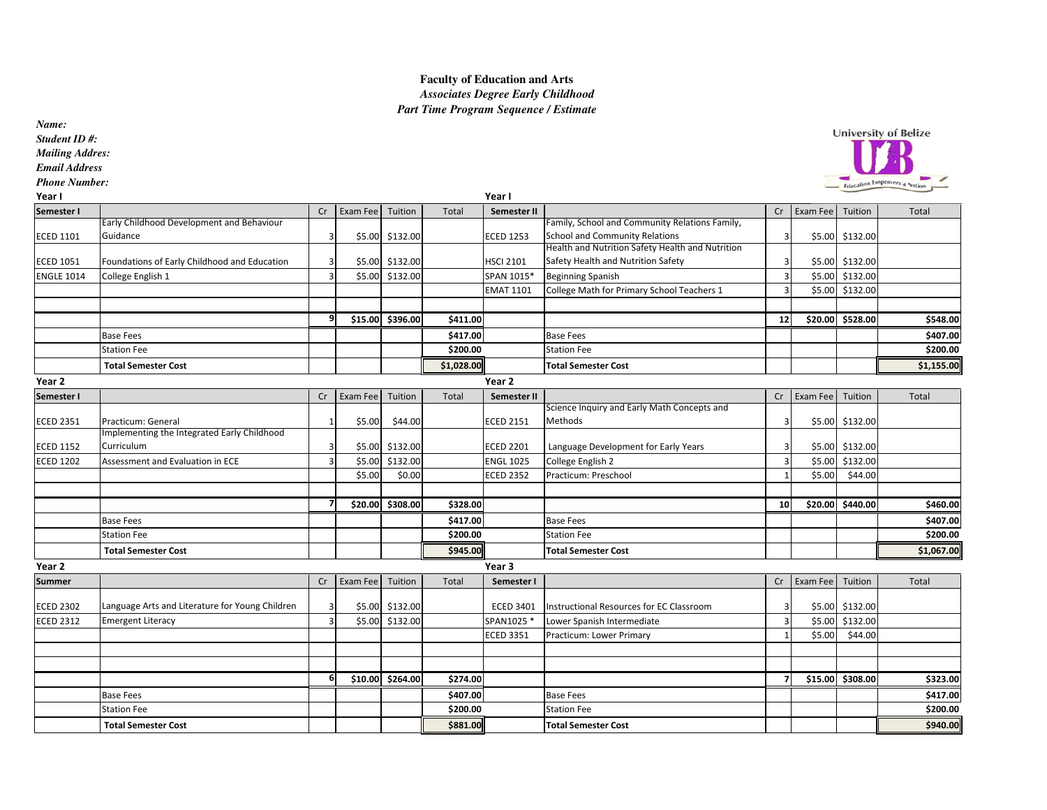**Faculty of Education and Arts**

***Associates Degree Early Childhood***

***Part Time Program Sequence / Estimate***

***Name:***

***Student ID #:***

***Mailing Addres:***

***Email Address***

***Phone Number:***

University of Belize

**Year I**

| Semester I | | Cr | Exam Fee | Tuition | Total |
|---|---|---|---|---|---|
| ECED 1101 | Early Childhood Development and Behaviour Guidance | 3 | $5.00 | $132.00 | |
| ECED 1051 | Foundations of Early Childhood and Education | 3 | $5.00 | $132.00 | |
| ENGLE 1014 | College English 1 | 3 | $5.00 | $132.00 | |
| | | | | | |
| | | | | | |
| | | **9** | **$15.00** | **$396.00** | **$411.00** |
| | Base Fees | | | | **$417.00** |
| | Station Fee | | | | **$200.00** |
| | **Total Semester Cost** | | | | **$1,028.00** |

**Year I**

| Semester II | | Cr | Exam Fee | Tuition | Total |
|---|---|---|---|---|---|
| ECED 1253 | Family, School and Community Relations Family, School and Community Relations | 3 | $5.00 | $132.00 | |
| HSCI 2101 | Health and Nutrition Safety Health and Nutrition Safety Health and Nutrition Safety | 3 | $5.00 | $132.00 | |
| SPAN 1015* | Beginning Spanish | 3 | $5.00 | $132.00 | |
| EMAT 1101 | College Math for Primary School Teachers 1 | 3 | $5.00 | $132.00 | |
| | | | | | |
| | | **12** | **$20.00** | **$528.00** | **$548.00** |
| | Base Fees | | | | **$407.00** |
| | Station Fee | | | | **$200.00** |
| | **Total Semester Cost** | | | | **$1,155.00** |

**Year 2**

| Semester I | | Cr | Exam Fee | Tuition | Total |
|---|---|---|---|---|---|
| ECED 2351 | Practicum: General | 1 | $5.00 | $44.00 | |
| ECED 1152 | Implementing the Integrated Early Childhood Curriculum | 3 | $5.00 | $132.00 | |
| ECED 1202 | Assessment and Evaluation in ECE | 3 | $5.00 | $132.00 | |
| | | | $5.00 | $0.00 | |
| | | | | | |
| | | **7** | **$20.00** | **$308.00** | **$328.00** |
| | Base Fees | | | | **$417.00** |
| | Station Fee | | | | **$200.00** |
| | **Total Semester Cost** | | | | **$945.00** |

**Year 2**

| Semester II | | Cr | Exam Fee | Tuition | Total |
|---|---|---|---|---|---|
| ECED 2151 | Science Inquiry and Early Math Concepts and Methods | 3 | $5.00 | $132.00 | |
| ECED 2201 | Language Development for Early Years | 3 | $5.00 | $132.00 | |
| ENGL 1025 | College English 2 | 3 | $5.00 | $132.00 | |
| ECED 2352 | Practicum: Preschool | 1 | $5.00 | $44.00 | |
| | | | | | |
| | | **10** | **$20.00** | **$440.00** | **$460.00** |
| | Base Fees | | | | **$407.00** |
| | Station Fee | | | | **$200.00** |
| | **Total Semester Cost** | | | | **$1,067.00** |

**Year 2**

| Summer | | Cr | Exam Fee | Tuition | Total |
|---|---|---|---|---|---|
| ECED 2302 | Language Arts and Literature for Young Children | 3 | $5.00 | $132.00 | |
| ECED 2312 | Emergent Literacy | 3 | $5.00 | $132.00 | |
| | | | | | |
| | | | | | |
| | | | | | |
| | | **6** | **$10.00** | **$264.00** | **$274.00** |
| | Base Fees | | | | **$407.00** |
| | Station Fee | | | | **$200.00** |
| | **Total Semester Cost** | | | | **$881.00** |

**Year 3**

| Semester I | | Cr | Exam Fee | Tuition | Total |
|---|---|---|---|---|---|
| ECED 3401 | Instructional Resources for EC Classroom | 3 | $5.00 | $132.00 | |
| SPAN1025 * | Lower Spanish Intermediate | 3 | $5.00 | $132.00 | |
| ECED 3351 | Practicum: Lower Primary | 1 | $5.00 | $44.00 | |
| | | | | | |
| | | | | | |
| | | **7** | **$15.00** | **$308.00** | **$323.00** |
| | Base Fees | | | | **$417.00** |
| | Station Fee | | | | **$200.00** |
| | **Total Semester Cost** | | | | **$940.00** |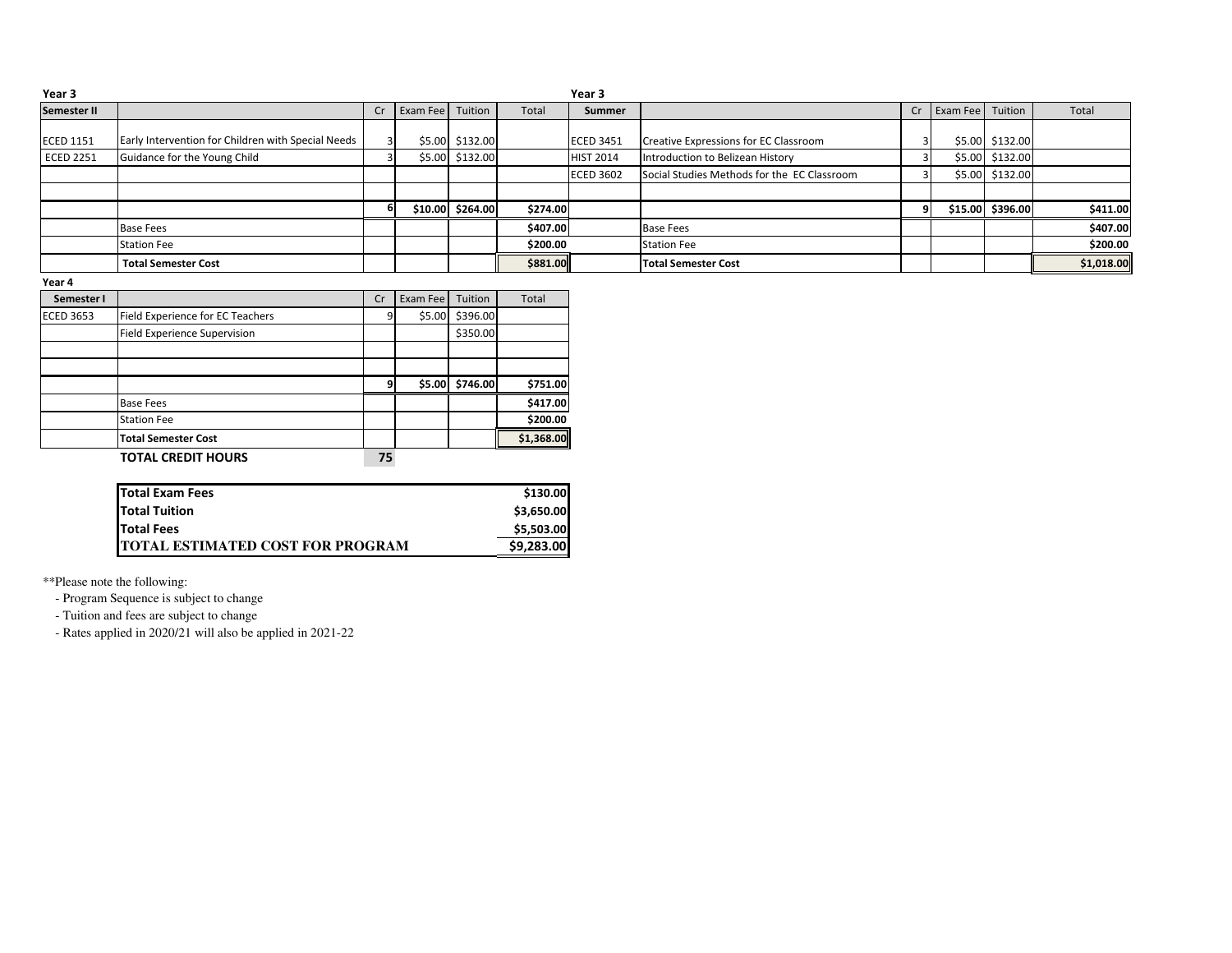**Year 3**

| Semester II | | Cr | Exam Fee | Tuition | Total |
|---|---|---|---|---|---|
| ECED 1151 | Early Intervention for Children with Special Needs | 3 | $5.00 | $132.00 | |
| ECED 2251 | Guidance for the Young Child | 3 | $5.00 | $132.00 | |
| | | | | | |
| | | | | | |
| | | **6** | **$10.00** | **$264.00** | **$274.00** |
| | Base Fees | | | | **$407.00** |
| | Station Fee | | | | **$200.00** |
| | **Total Semester Cost** | | | | **$881.00** |

**Year 3**

| Summer | | Cr | Exam Fee | Tuition | Total |
|---|---|---|---|---|---|
| ECED 3451 | Creative Expressions for EC Classroom | 3 | $5.00 | $132.00 | |
| HIST 2014 | Introduction to Belizean History | 3 | $5.00 | $132.00 | |
| ECED 3602 | Social Studies Methods for the EC Classroom | 3 | $5.00 | $132.00 | |
| | | | | | |
| | | **9** | **$15.00** | **$396.00** | **$411.00** |
| | Base Fees | | | | **$407.00** |
| | Station Fee | | | | **$200.00** |
| | **Total Semester Cost** | | | | **$1,018.00** |

**Year 4**

| Semester I | | Cr | Exam Fee | Tuition | Total |
|---|---|---|---|---|---|
| ECED 3653 | Field Experience for EC Teachers | 9 | $5.00 | $396.00 | |
| | Field Experience Supervision | | | $350.00 | |
| | | | | | |
| | | | | | |
| | | **9** | **$5.00** | **$746.00** | **$751.00** |
| | Base Fees | | | | **$417.00** |
| | Station Fee | | | | **$200.00** |
| | **Total Semester Cost** | | | | **$1,368.00** |
| | **TOTAL CREDIT HOURS** | **75** | | | |

| | |
|---|---|
| **Total Exam Fees** | **$130.00** |
| **Total Tuition** | **$3,650.00** |
| **Total Fees** | **$5,503.00** |
| **TOTAL ESTIMATED COST FOR PROGRAM** | **$9,283.00** |

**Please note the following:
- Program Sequence is subject to change
- Tuition and fees are subject to change
- Rates applied in 2020/21 will also be applied in 2021-22